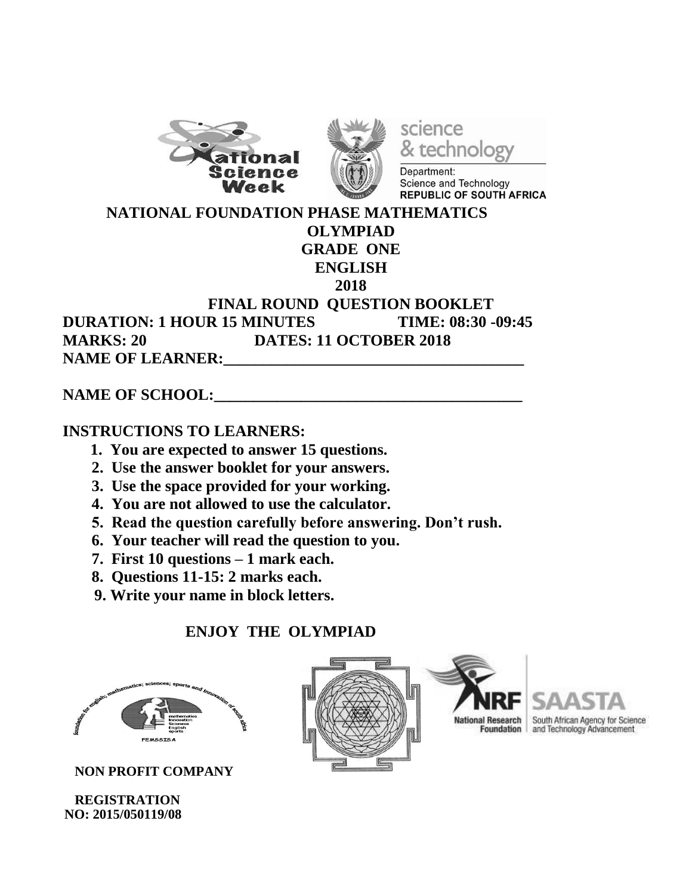# NATIONAL FOUNDATION PHASE MATHEMATICS OLYMPIAD

## GRADE ONE

## ENGLISH

## 2018

## FINAL ROUND QUESTION BOOKLET

**DURATION: 1 HOUR 15 MINUTES** **TIME: 08:30 -09:45**

**MARKS: 20** **DATES: 11 OCTOBER 2018**

**NAME OF LEARNER:\_\_\_\_\_\_\_\_\_\_\_\_\_\_\_\_\_\_\_\_\_\_\_\_\_\_\_\_\_\_\_\_\_\_\_\_\_\_\_\_**

**NAME OF SCHOOL:\_\_\_\_\_\_\_\_\_\_\_\_\_\_\_\_\_\_\_\_\_\_\_\_\_\_\_\_\_\_\_\_\_\_\_\_\_\_\_\_**

**INSTRUCTIONS TO LEARNERS:**

1. **You are expected to answer 15 questions.**
2. **Use the answer booklet for your answers.**
3. **Use the space provided for your working.**
4. **You are not allowed to use the calculator.**
5. **Read the question carefully before answering. Don't rush.**
6. **Your teacher will read the question to you.**
7. **First 10 questions – 1 mark each.**
8. **Questions 11-15: 2 marks each.**
9. **Write your name in block letters.**

**ENJOY THE OLYMPIAD**

**NON PROFIT COMPANY**

**REGISTRATION NO: 2015/050119/08**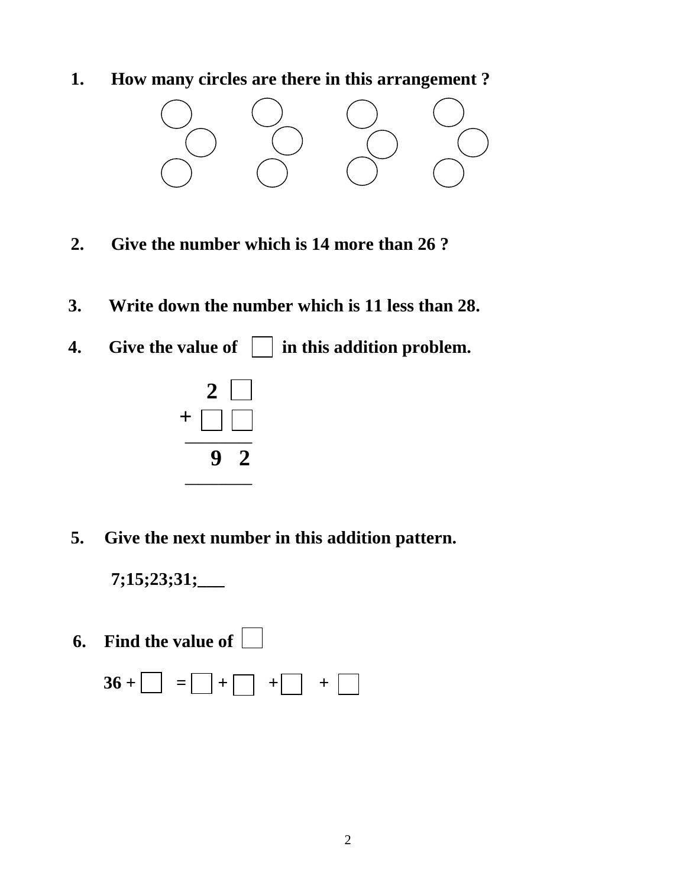1. **How many circles are there in this arrangement ?**

2. **Give the number which is 14 more than 26 ?**

3. **Write down the number which is 11 less than 28.**

4. **Give the value of ☐ in this addition problem.**

```
    2 ☐
+ ☐ ☐
------
    9 2
------
```

5. **Give the next number in this addition pattern.**

   **7;15;23;31;___**

6. **Find the value of ☐**

   **36 + ☐ = ☐ + ☐ + ☐ + ☐**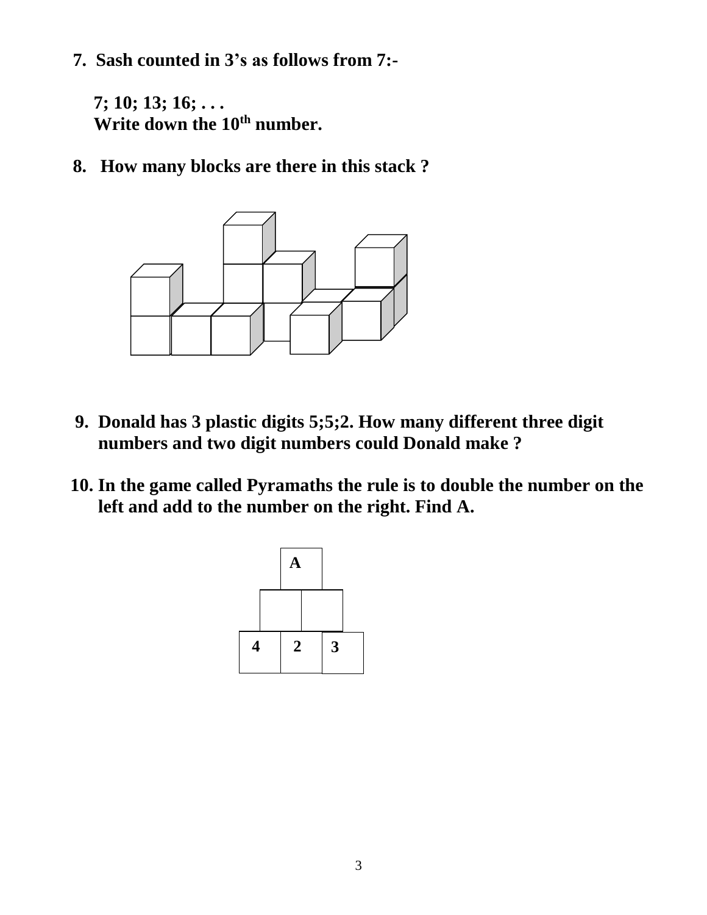**7. Sash counted in 3's as follows from 7:-**

**7; 10; 13; 16; . . .**
**Write down the 10$^{th}$ number.**

**8. How many blocks are there in this stack ?**

**9. Donald has 3 plastic digits 5;5;2. How many different three digit numbers and two digit numbers could Donald make ?**

**10. In the game called Pyramaths the rule is to double the number on the left and add to the number on the right. Find A.**

| | A | |
|---|---|---|
| | | |
| 4 | 2 | 3 |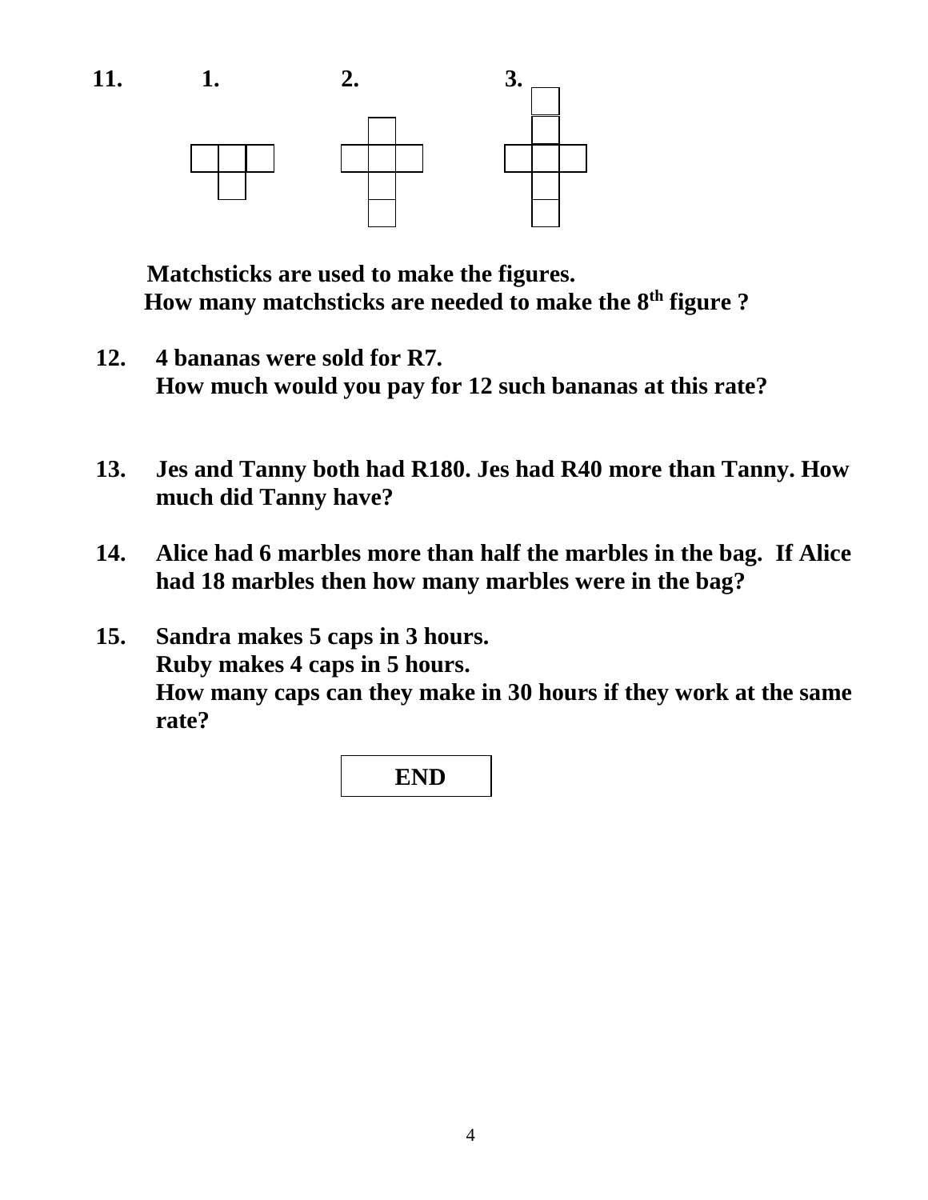**11.** **1.** **2.** **3.**

**Matchsticks are used to make the figures.**
**How many matchsticks are needed to make the 8th figure ?**

**12.** **4 bananas were sold for R7.**
**How much would you pay for 12 such bananas at this rate?**

**13.** **Jes and Tanny both had R180. Jes had R40 more than Tanny. How much did Tanny have?**

**14.** **Alice had 6 marbles more than half the marbles in the bag. If Alice had 18 marbles then how many marbles were in the bag?**

**15.** **Sandra makes 5 caps in 3 hours.**
**Ruby makes 4 caps in 5 hours.**
**How many caps can they make in 30 hours if they work at the same rate?**

**END**